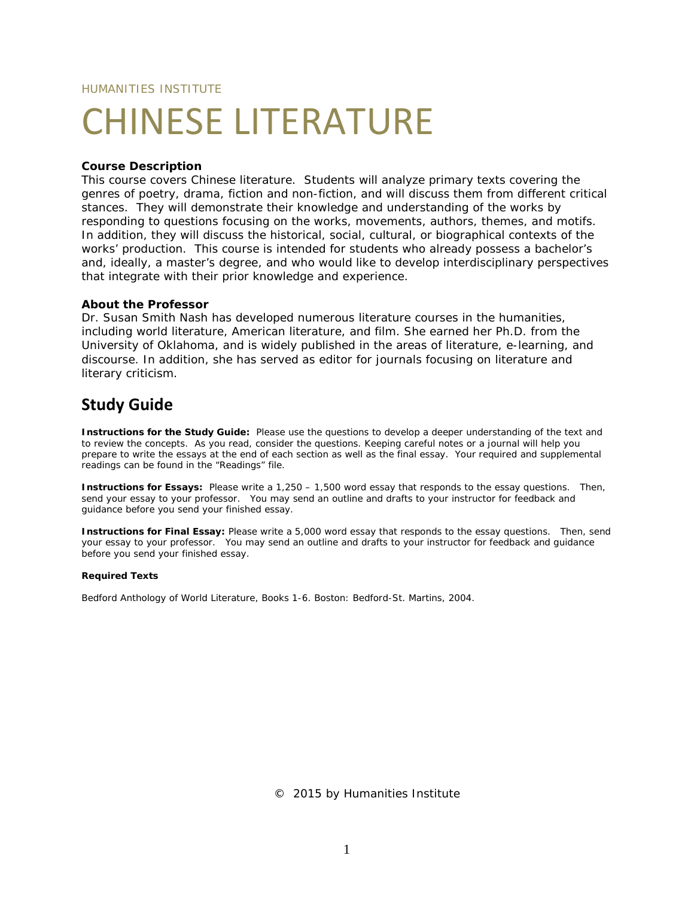HUMANITIES INSTITUTE

# CHINESE LITERATURE

**Course Description**

This course covers Chinese literature. Students will analyze primary texts covering the genres of poetry, drama, fiction and non-fiction, and will discuss them from different critical stances. They will demonstrate their knowledge and understanding of the works by responding to questions focusing on the works, movements, authors, themes, and motifs. In addition, they will discuss the historical, social, cultural, or biographical contexts of the works' production. This course is intended for students who already possess a bachelor's and, ideally, a master's degree, and who would like to develop interdisciplinary perspectives that integrate with their prior knowledge and experience.

**About the Professor**

Dr. Susan Smith Nash has developed numerous literature courses in the humanities, including world literature, American literature, and film. She earned her Ph.D. from the University of Oklahoma, and is widely published in the areas of literature, e-learning, and discourse. In addition, she has served as editor for journals focusing on literature and literary criticism.

## Study Guide

**Instructions for the Study Guide:** Please use the questions to develop a deeper understanding of the text and to review the concepts. As you read, consider the questions. Keeping careful notes or a journal will help you prepare to write the essays at the end of each section as well as the final essay. Your required and supplemental readings can be found in the "Readings" file.

**Instructions for Essays:** Please write a 1,250 – 1,500 word essay that responds to the essay questions. Then, send your essay to your professor. You may send an outline and drafts to your instructor for feedback and guidance before you send your finished essay.

**Instructions for Final Essay:** Please write a 5,000 word essay that responds to the essay questions. Then, send your essay to your professor. You may send an outline and drafts to your instructor for feedback and guidance before you send your finished essay.

**Required Texts**

Bedford Anthology of World Literature, Books 1-6. Boston: Bedford-St. Martins, 2004.

© 2015 by Humanities Institute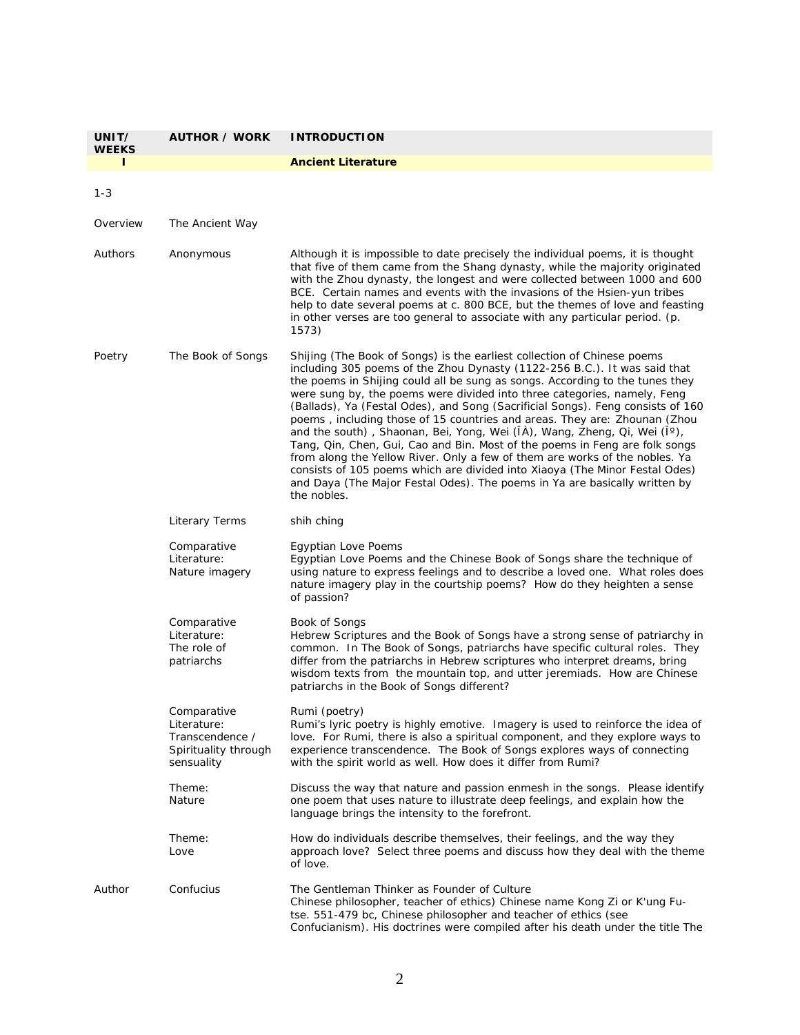| UNIT/ WEEKS | AUTHOR / WORK | INTRODUCTION |
|---|---|---|
| **I** | | **Ancient Literature** |
| 1-3 | | |
| Overview | The Ancient Way | |
| Authors | Anonymous | Although it is impossible to date precisely the individual poems, it is thought that five of them came from the Shang dynasty, while the majority originated with the Zhou dynasty, the longest and were collected between 1000 and 600 BCE. Certain names and events with the invasions of the Hsien-yun tribes help to date several poems at c. 800 BCE, but the themes of love and feasting in other verses are too general to associate with any particular period. (p. 1573) |
| Poetry | The Book of Songs | Shijing (The Book of Songs) is the earliest collection of Chinese poems including 305 poems of the Zhou Dynasty (1122-256 B.C.). It was said that the poems in Shijing could all be sung as songs. According to the tunes they were sung by, the poems were divided into three categories, namely, Feng (Ballads), Ya (Festal Odes), and Song (Sacrificial Songs). Feng consists of 160 poems , including those of 15 countries and areas. They are: Zhounan (Zhou and the south) , Shaonan, Bei, Yong, Wei (ÎÀ), Wang, Zheng, Qi, Wei (Îº), Tang, Qin, Chen, Gui, Cao and Bin. Most of the poems in Feng are folk songs from along the Yellow River. Only a few of them are works of the nobles. Ya consists of 105 poems which are divided into Xiaoya (The Minor Festal Odes) and Daya (The Major Festal Odes). The poems in Ya are basically written by the nobles. |
| | Literary Terms | shih ching |
| | Comparative Literature: Nature imagery | Egyptian Love Poems<br>Egyptian Love Poems and the Chinese Book of Songs share the technique of using nature to express feelings and to describe a loved one. What roles does nature imagery play in the courtship poems? How do they heighten a sense of passion? |
| | Comparative Literature: The role of patriarchs | Book of Songs<br>Hebrew Scriptures and the Book of Songs have a strong sense of patriarchy in common. In The Book of Songs, patriarchs have specific cultural roles. They differ from the patriarchs in Hebrew scriptures who interpret dreams, bring wisdom texts from the mountain top, and utter jeremiads. How are Chinese patriarchs in the Book of Songs different? |
| | Comparative Literature: Transcendence / Spirituality through sensuality | Rumi (poetry)<br>Rumi's lyric poetry is highly emotive. Imagery is used to reinforce the idea of love. For Rumi, there is also a spiritual component, and they explore ways to experience transcendence. The Book of Songs explores ways of connecting with the spirit world as well. How does it differ from Rumi? |
| | Theme: Nature | Discuss the way that nature and passion enmesh in the songs. Please identify one poem that uses nature to illustrate deep feelings, and explain how the language brings the intensity to the forefront. |
| | Theme: Love | How do individuals describe themselves, their feelings, and the way they approach love? Select three poems and discuss how they deal with the theme of love. |
| Author | Confucius | The Gentleman Thinker as Founder of Culture<br>Chinese philosopher, teacher of ethics) Chinese name Kong Zi or K'ung Fu-tse. 551-479 bc, Chinese philosopher and teacher of ethics (see Confucianism). His doctrines were compiled after his death under the title The |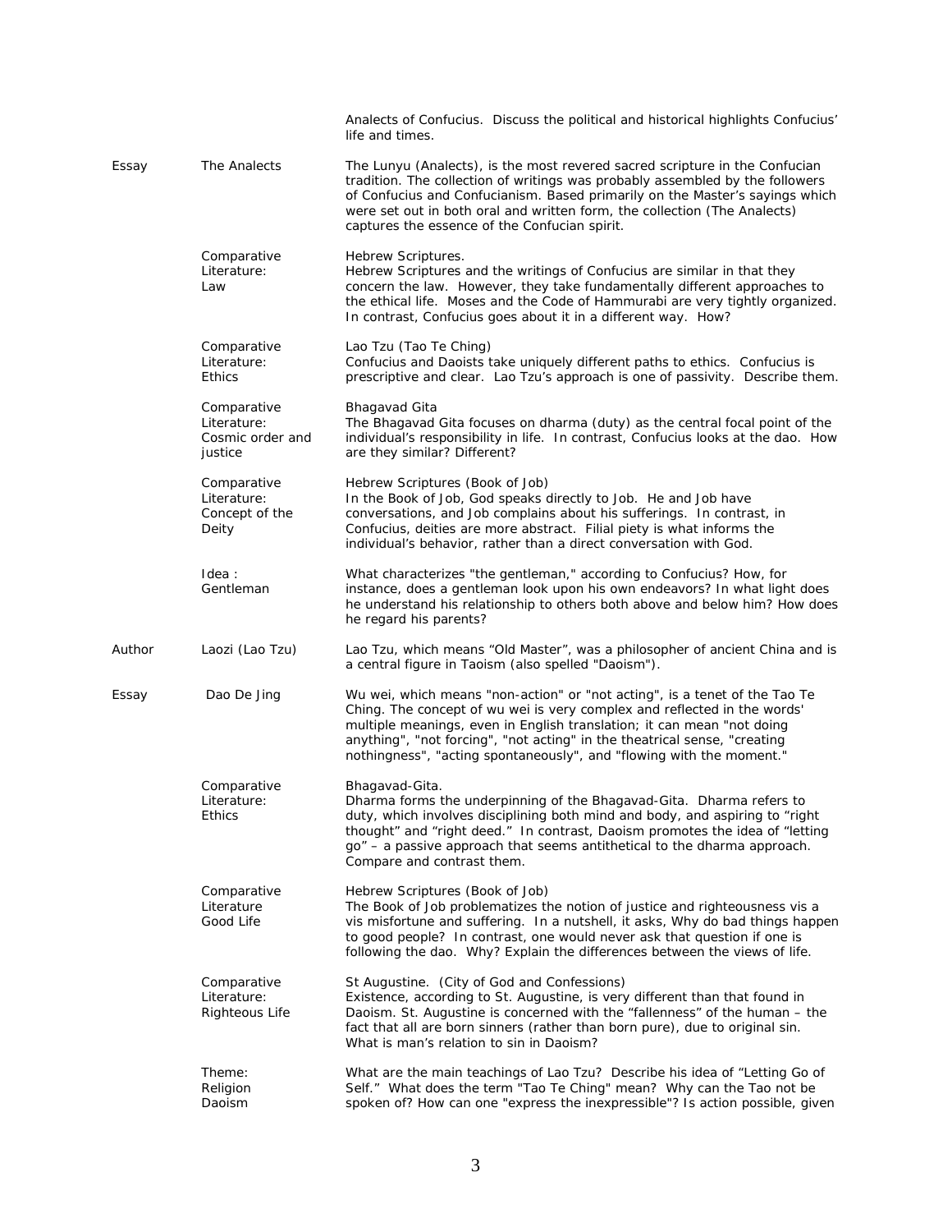| | | |
|---|---|---|
| | | Analects of Confucius. Discuss the political and historical highlights Confucius' life and times. |
| Essay | The Analects | The Lunyu (Analects), is the most revered sacred scripture in the Confucian tradition. The collection of writings was probably assembled by the followers of Confucius and Confucianism. Based primarily on the Master's sayings which were set out in both oral and written form, the collection (The Analects) captures the essence of the Confucian spirit. |
| | Comparative Literature: Law | Hebrew Scriptures.<br>Hebrew Scriptures and the writings of Confucius are similar in that they concern the law. However, they take fundamentally different approaches to the ethical life. Moses and the Code of Hammurabi are very tightly organized. In contrast, Confucius goes about it in a different way. How? |
| | Comparative Literature: Ethics | Lao Tzu (Tao Te Ching)<br>Confucius and Daoists take uniquely different paths to ethics. Confucius is prescriptive and clear. Lao Tzu's approach is one of passivity. Describe them. |
| | Comparative Literature: Cosmic order and justice | Bhagavad Gita<br>The Bhagavad Gita focuses on dharma (duty) as the central focal point of the individual's responsibility in life. In contrast, Confucius looks at the dao. How are they similar? Different? |
| | Comparative Literature: Concept of the Deity | Hebrew Scriptures (Book of Job)<br>In the Book of Job, God speaks directly to Job. He and Job have conversations, and Job complains about his sufferings. In contrast, in Confucius, deities are more abstract. Filial piety is what informs the individual's behavior, rather than a direct conversation with God. |
| | Idea : Gentleman | What characterizes "the gentleman," according to Confucius? How, for instance, does a gentleman look upon his own endeavors? In what light does he understand his relationship to others both above and below him? How does he regard his parents? |
| Author | Laozi (Lao Tzu) | Lao Tzu, which means "Old Master", was a philosopher of ancient China and is a central figure in Taoism (also spelled "Daoism"). |
| Essay | Dao De Jing | Wu wei, which means "non-action" or "not acting", is a tenet of the Tao Te Ching. The concept of wu wei is very complex and reflected in the words' multiple meanings, even in English translation; it can mean "not doing anything", "not forcing", "not acting" in the theatrical sense, "creating nothingness", "acting spontaneously", and "flowing with the moment." |
| | Comparative Literature: Ethics | Bhagavad-Gita.<br>Dharma forms the underpinning of the Bhagavad-Gita. Dharma refers to duty, which involves disciplining both mind and body, and aspiring to "right thought" and "right deed." In contrast, Daoism promotes the idea of "letting go" – a passive approach that seems antithetical to the dharma approach. Compare and contrast them. |
| | Comparative Literature Good Life | Hebrew Scriptures (Book of Job)<br>The Book of Job problematizes the notion of justice and righteousness vis a vis misfortune and suffering. In a nutshell, it asks, Why do bad things happen to good people? In contrast, one would never ask that question if one is following the dao. Why? Explain the differences between the views of life. |
| | Comparative Literature: Righteous Life | St Augustine. (City of God and Confessions)<br>Existence, according to St. Augustine, is very different than that found in Daoism. St. Augustine is concerned with the "fallenness" of the human – the fact that all are born sinners (rather than born pure), due to original sin. What is man's relation to sin in Daoism? |
| | Theme: Religion Daoism | What are the main teachings of Lao Tzu? Describe his idea of "Letting Go of Self." What does the term "Tao Te Ching" mean? Why can the Tao not be spoken of? How can one "express the inexpressible"? Is action possible, given |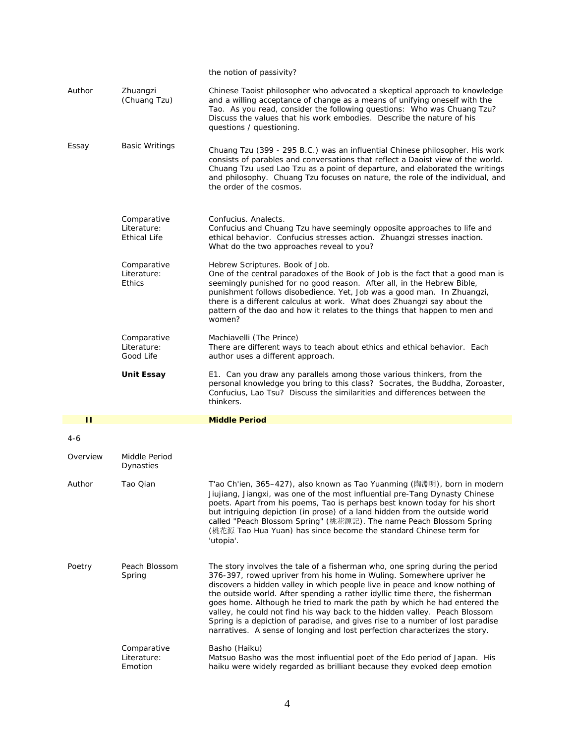| | | |
|---|---|---|
| | | the notion of passivity? |
| Author | Zhuangzi (Chuang Tzu) | Chinese Taoist philosopher who advocated a skeptical approach to knowledge and a willing acceptance of change as a means of unifying oneself with the Tao. As you read, consider the following questions: Who was Chuang Tzu? Discuss the values that his work embodies. Describe the nature of his questions / questioning. |
| Essay | Basic Writings | Chuang Tzu (399 - 295 B.C.) was an influential Chinese philosopher. His work consists of parables and conversations that reflect a Daoist view of the world. Chuang Tzu used Lao Tzu as a point of departure, and elaborated the writings and philosophy. Chuang Tzu focuses on nature, the role of the individual, and the order of the cosmos. |
| | Comparative Literature: Ethical Life | Confucius. Analects. Confucius and Chuang Tzu have seemingly opposite approaches to life and ethical behavior. Confucius stresses action. Zhuangzi stresses inaction. What do the two approaches reveal to you? |
| | Comparative Literature: Ethics | Hebrew Scriptures. Book of Job. One of the central paradoxes of the Book of Job is the fact that a good man is seemingly punished for no good reason. After all, in the Hebrew Bible, punishment follows disobedience. Yet, Job was a good man. In Zhuangzi, there is a different calculus at work. What does Zhuangzi say about the pattern of the dao and how it relates to the things that happen to men and women? |
| | Comparative Literature: Good Life | Machiavelli (The Prince) There are different ways to teach about ethics and ethical behavior. Each author uses a different approach. |
| | **Unit Essay** | E1. Can you draw any parallels among those various thinkers, from the personal knowledge you bring to this class? Socrates, the Buddha, Zoroaster, Confucius, Lao Tsu? Discuss the similarities and differences between the thinkers. |
| **II** | | **Middle Period** |
| 4-6 | | |
| Overview | Middle Period Dynasties | |
| Author | Tao Qian | T'ao Ch'ien, 365–427), also known as Tao Yuanming (陶淵明), born in modern Jiujiang, Jiangxi, was one of the most influential pre-Tang Dynasty Chinese poets. Apart from his poems, Tao is perhaps best known today for his short but intriguing depiction (in prose) of a land hidden from the outside world called "Peach Blossom Spring" (桃花源記). The name Peach Blossom Spring (桃花源 Tao Hua Yuan) has since become the standard Chinese term for 'utopia'. |
| Poetry | Peach Blossom Spring | The story involves the tale of a fisherman who, one spring during the period 376-397, rowed upriver from his home in Wuling. Somewhere upriver he discovers a hidden valley in which people live in peace and know nothing of the outside world. After spending a rather idyllic time there, the fisherman goes home. Although he tried to mark the path by which he had entered the valley, he could not find his way back to the hidden valley. Peach Blossom Spring is a depiction of paradise, and gives rise to a number of lost paradise narratives. A sense of longing and lost perfection characterizes the story. |
| | Comparative Literature: Emotion | Basho (Haiku) Matsuo Basho was the most influential poet of the Edo period of Japan. His haiku were widely regarded as brilliant because they evoked deep emotion |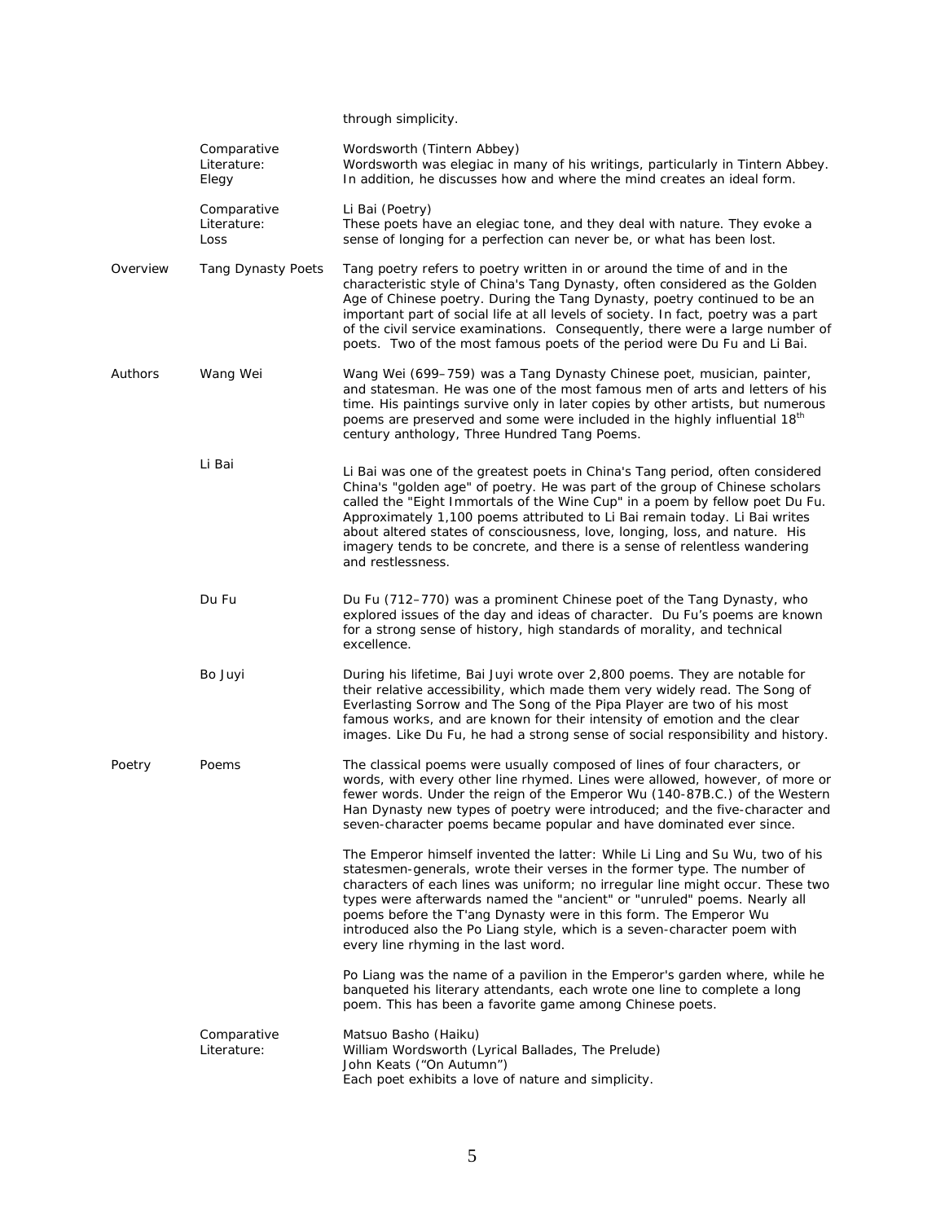| | | |
|---|---|---|
| | | through simplicity. |
| | Comparative Literature: Elegy | Wordsworth (Tintern Abbey)<br>Wordsworth was elegiac in many of his writings, particularly in Tintern Abbey. In addition, he discusses how and where the mind creates an ideal form. |
| | Comparative Literature: Loss | Li Bai (Poetry)<br>These poets have an elegiac tone, and they deal with nature. They evoke a sense of longing for a perfection can never be, or what has been lost. |
| Overview | Tang Dynasty Poets | Tang poetry refers to poetry written in or around the time of and in the characteristic style of China's Tang Dynasty, often considered as the Golden Age of Chinese poetry. During the Tang Dynasty, poetry continued to be an important part of social life at all levels of society. In fact, poetry was a part of the civil service examinations. Consequently, there were a large number of poets. Two of the most famous poets of the period were Du Fu and Li Bai. |
| Authors | Wang Wei | Wang Wei (699–759) was a Tang Dynasty Chinese poet, musician, painter, and statesman. He was one of the most famous men of arts and letters of his time. His paintings survive only in later copies by other artists, but numerous poems are preserved and some were included in the highly influential 18th century anthology, Three Hundred Tang Poems. |
| | Li Bai | Li Bai was one of the greatest poets in China's Tang period, often considered China's "golden age" of poetry. He was part of the group of Chinese scholars called the "Eight Immortals of the Wine Cup" in a poem by fellow poet Du Fu. Approximately 1,100 poems attributed to Li Bai remain today. Li Bai writes about altered states of consciousness, love, longing, loss, and nature. His imagery tends to be concrete, and there is a sense of relentless wandering and restlessness. |
| | Du Fu | Du Fu (712–770) was a prominent Chinese poet of the Tang Dynasty, who explored issues of the day and ideas of character. Du Fu's poems are known for a strong sense of history, high standards of morality, and technical excellence. |
| | Bo Juyi | During his lifetime, Bai Juyi wrote over 2,800 poems. They are notable for their relative accessibility, which made them very widely read. The Song of Everlasting Sorrow and The Song of the Pipa Player are two of his most famous works, and are known for their intensity of emotion and the clear images. Like Du Fu, he had a strong sense of social responsibility and history. |
| Poetry | Poems | The classical poems were usually composed of lines of four characters, or words, with every other line rhymed. Lines were allowed, however, of more or fewer words. Under the reign of the Emperor Wu (140-87B.C.) of the Western Han Dynasty new types of poetry were introduced; and the five-character and seven-character poems became popular and have dominated ever since.<br><br>The Emperor himself invented the latter: While Li Ling and Su Wu, two of his statesmen-generals, wrote their verses in the former type. The number of characters of each lines was uniform; no irregular line might occur. These two types were afterwards named the "ancient" or "unruled" poems. Nearly all poems before the T'ang Dynasty were in this form. The Emperor Wu introduced also the Po Liang style, which is a seven-character poem with every line rhyming in the last word.<br><br>Po Liang was the name of a pavilion in the Emperor's garden where, while he banqueted his literary attendants, each wrote one line to complete a long poem. This has been a favorite game among Chinese poets. |
| | Comparative Literature: | Matsuo Basho (Haiku)<br>William Wordsworth (Lyrical Ballades, The Prelude)<br>John Keats ("On Autumn")<br>Each poet exhibits a love of nature and simplicity. |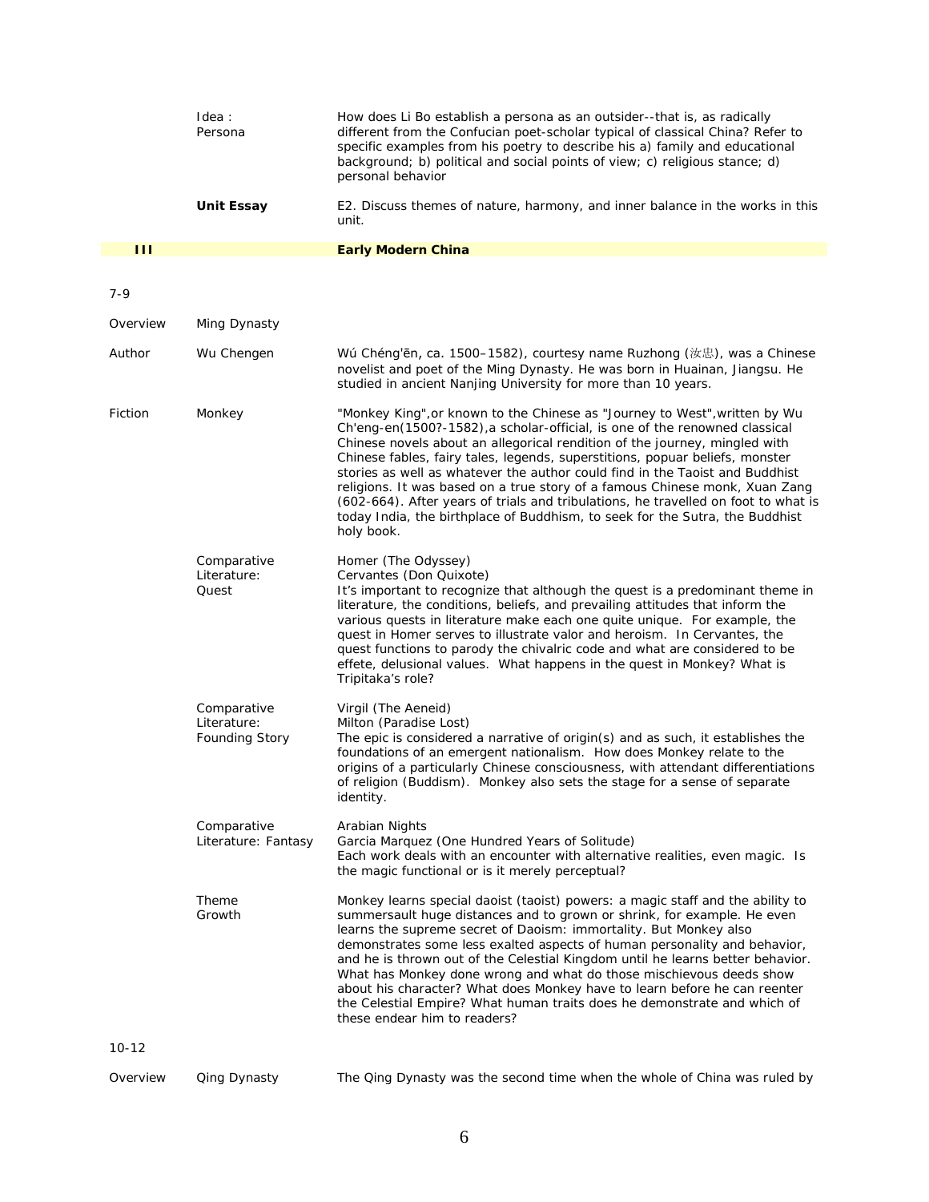| | | |
|---|---|---|
| | Idea : Persona | How does Li Bo establish a persona as an outsider--that is, as radically different from the Confucian poet-scholar typical of classical China? Refer to specific examples from his poetry to describe his a) family and educational background; b) political and social points of view; c) religious stance; d) personal behavior |
| | **Unit Essay** | E2. Discuss themes of nature, harmony, and inner balance in the works in this unit. |
| **III** | | **Early Modern China** |
| 7-9 | | |
| Overview | Ming Dynasty | |
| Author | Wu Chengen | Wú Chéng'ēn, ca. 1500–1582), courtesy name Ruzhong (汝忠), was a Chinese novelist and poet of the Ming Dynasty. He was born in Huainan, Jiangsu. He studied in ancient Nanjing University for more than 10 years. |
| Fiction | Monkey | "Monkey King",or known to the Chinese as "Journey to West",written by Wu Ch'eng-en(1500?-1582),a scholar-official, is one of the renowned classical Chinese novels about an allegorical rendition of the journey, mingled with Chinese fables, fairy tales, legends, superstitions, popuar beliefs, monster stories as well as whatever the author could find in the Taoist and Buddhist religions. It was based on a true story of a famous Chinese monk, Xuan Zang (602-664). After years of trials and tribulations, he travelled on foot to what is today India, the birthplace of Buddhism, to seek for the Sutra, the Buddhist holy book. |
| | Comparative Literature: Quest | Homer (The Odyssey)<br>Cervantes (Don Quixote)<br>It's important to recognize that although the quest is a predominant theme in literature, the conditions, beliefs, and prevailing attitudes that inform the various quests in literature make each one quite unique. For example, the quest in Homer serves to illustrate valor and heroism. In Cervantes, the quest functions to parody the chivalric code and what are considered to be effete, delusional values. What happens in the quest in Monkey? What is Tripitaka's role? |
| | Comparative Literature: Founding Story | Virgil (The Aeneid)<br>Milton (Paradise Lost)<br>The epic is considered a narrative of origin(s) and as such, it establishes the foundations of an emergent nationalism. How does Monkey relate to the origins of a particularly Chinese consciousness, with attendant differentiations of religion (Buddhism). Monkey also sets the stage for a sense of separate identity. |
| | Comparative Literature: Fantasy | Arabian Nights<br>Garcia Marquez (One Hundred Years of Solitude)<br>Each work deals with an encounter with alternative realities, even magic. Is the magic functional or is it merely perceptual? |
| | Theme Growth | Monkey learns special daoist (taoist) powers: a magic staff and the ability to summersault huge distances and to grown or shrink, for example. He even learns the supreme secret of Daoism: immortality. But Monkey also demonstrates some less exalted aspects of human personality and behavior, and he is thrown out of the Celestial Kingdom until he learns better behavior. What has Monkey done wrong and what do those mischievous deeds show about his character? What does Monkey have to learn before he can reenter the Celestial Empire? What human traits does he demonstrate and which of these endear him to readers? |
| 10-12 | | |
| Overview | Qing Dynasty | The Qing Dynasty was the second time when the whole of China was ruled by |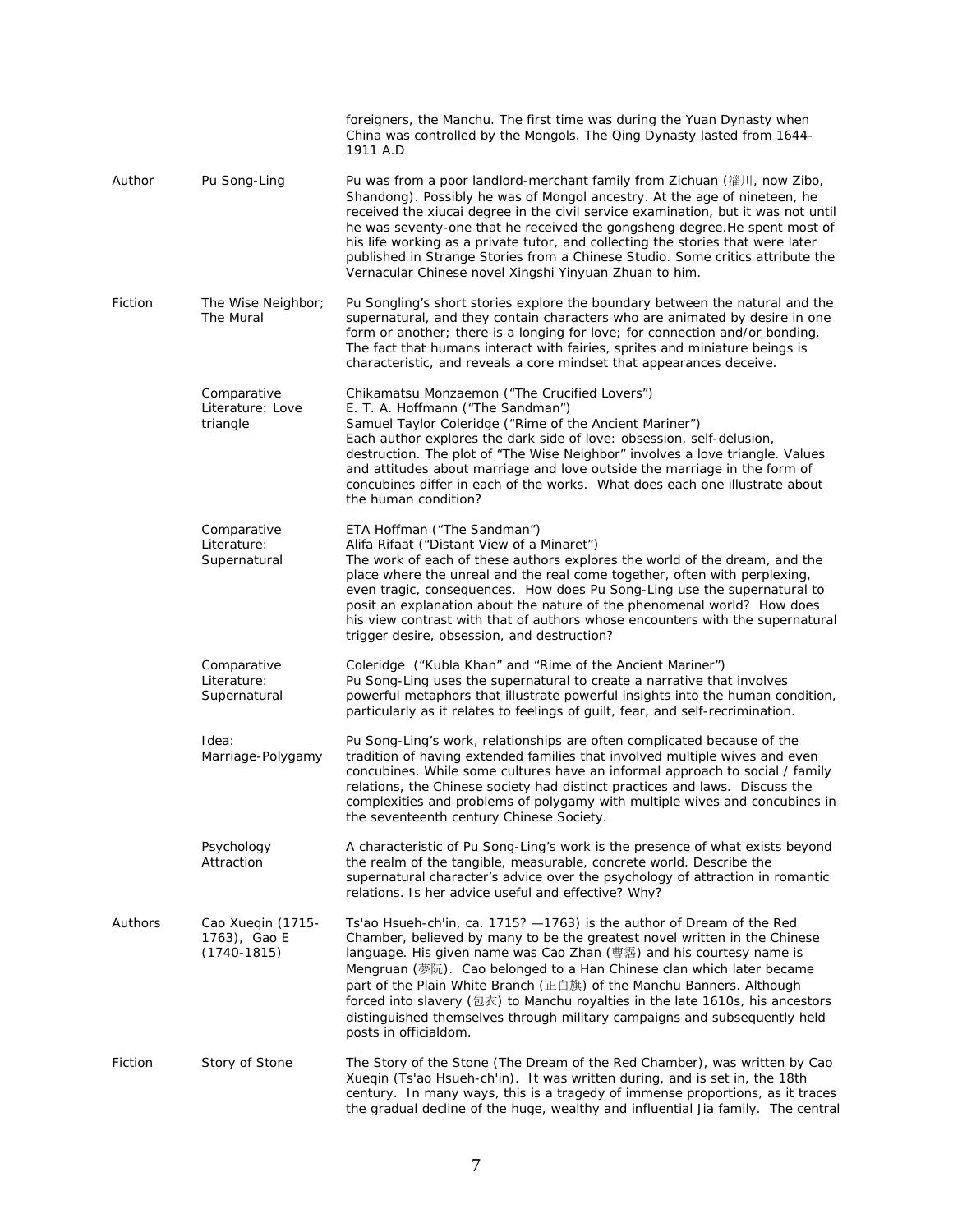| | | |
|---|---|---|
| | | foreigners, the Manchu. The first time was during the Yuan Dynasty when China was controlled by the Mongols. The Qing Dynasty lasted from 1644-1911 A.D |
| Author | Pu Song-Ling | Pu was from a poor landlord-merchant family from Zichuan (淄川, now Zibo, Shandong). Possibly he was of Mongol ancestry. At the age of nineteen, he received the xiucai degree in the civil service examination, but it was not until he was seventy-one that he received the gongsheng degree.He spent most of his life working as a private tutor, and collecting the stories that were later published in Strange Stories from a Chinese Studio. Some critics attribute the Vernacular Chinese novel Xingshi Yinyuan Zhuan to him. |
| Fiction | The Wise Neighbor; The Mural | Pu Songling's short stories explore the boundary between the natural and the supernatural, and they contain characters who are animated by desire in one form or another; there is a longing for love; for connection and/or bonding. The fact that humans interact with fairies, sprites and miniature beings is characteristic, and reveals a core mindset that appearances deceive. |
| | Comparative Literature: Love triangle | Chikamatsu Monzaemon ("The Crucified Lovers")<br>E. T. A. Hoffmann ("The Sandman")<br>Samuel Taylor Coleridge ("Rime of the Ancient Mariner")<br>Each author explores the dark side of love: obsession, self-delusion, destruction. The plot of "The Wise Neighbor" involves a love triangle. Values and attitudes about marriage and love outside the marriage in the form of concubines differ in each of the works. What does each one illustrate about the human condition? |
| | Comparative Literature: Supernatural | ETA Hoffman ("The Sandman")<br>Alifa Rifaat ("Distant View of a Minaret")<br>The work of each of these authors explores the world of the dream, and the place where the unreal and the real come together, often with perplexing, even tragic, consequences. How does Pu Song-Ling use the supernatural to posit an explanation about the nature of the phenomenal world? How does his view contrast with that of authors whose encounters with the supernatural trigger desire, obsession, and destruction? |
| | Comparative Literature: Supernatural | Coleridge ("Kubla Khan" and "Rime of the Ancient Mariner")<br>Pu Song-Ling uses the supernatural to create a narrative that involves powerful metaphors that illustrate powerful insights into the human condition, particularly as it relates to feelings of guilt, fear, and self-recrimination. |
| | Idea: Marriage-Polygamy | Pu Song-Ling's work, relationships are often complicated because of the tradition of having extended families that involved multiple wives and even concubines. While some cultures have an informal approach to social / family relations, the Chinese society had distinct practices and laws. Discuss the complexities and problems of polygamy with multiple wives and concubines in the seventeenth century Chinese Society. |
| | Psychology Attraction | A characteristic of Pu Song-Ling's work is the presence of what exists beyond the realm of the tangible, measurable, concrete world. Describe the supernatural character's advice over the psychology of attraction in romantic relations. Is her advice useful and effective? Why? |
| Authors | Cao Xueqin (1715-1763), Gao E (1740-1815) | Ts'ao Hsueh-ch'in, ca. 1715? —1763) is the author of Dream of the Red Chamber, believed by many to be the greatest novel written in the Chinese language. His given name was Cao Zhan (曹霑) and his courtesy name is Mengruan (夢阮). Cao belonged to a Han Chinese clan which later became part of the Plain White Branch (正白旗) of the Manchu Banners. Although forced into slavery (包衣) to Manchu royalties in the late 1610s, his ancestors distinguished themselves through military campaigns and subsequently held posts in officialdom. |
| Fiction | Story of Stone | The Story of the Stone (The Dream of the Red Chamber), was written by Cao Xueqin (Ts'ao Hsueh-ch'in). It was written during, and is set in, the 18th century. In many ways, this is a tragedy of immense proportions, as it traces the gradual decline of the huge, wealthy and influential Jia family. The central |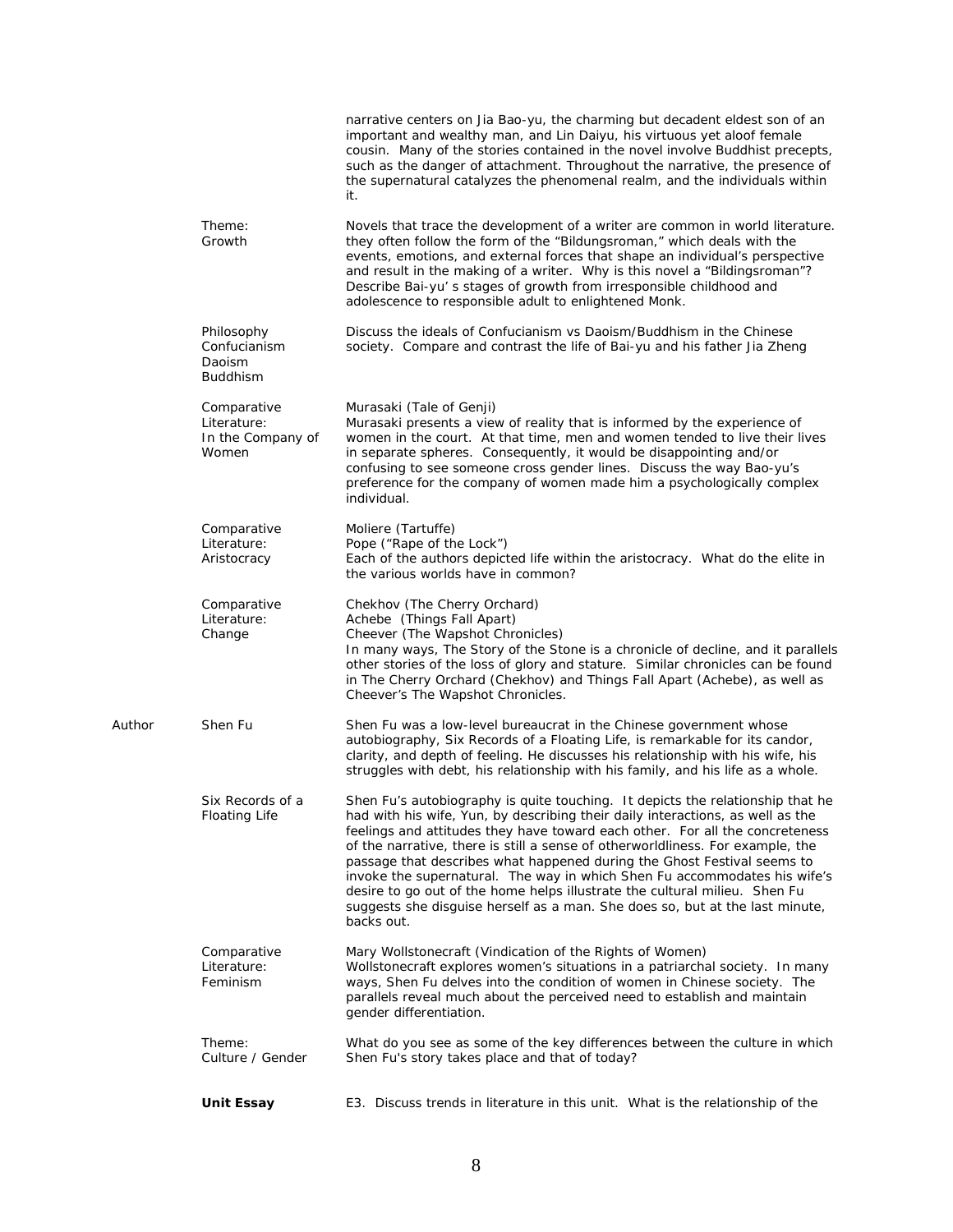| | | |
|---|---|---|
| | | narrative centers on Jia Bao-yu, the charming but decadent eldest son of an important and wealthy man, and Lin Daiyu, his virtuous yet aloof female cousin. Many of the stories contained in the novel involve Buddhist precepts, such as the danger of attachment. Throughout the narrative, the presence of the supernatural catalyzes the phenomenal realm, and the individuals within it. |
| | Theme: Growth | Novels that trace the development of a writer are common in world literature. they often follow the form of the "Bildungsroman," which deals with the events, emotions, and external forces that shape an individual's perspective and result in the making of a writer. Why is this novel a "Bildingsroman"? Describe Bai-yu' s stages of growth from irresponsible childhood and adolescence to responsible adult to enlightened Monk. |
| | Philosophy Confucianism Daoism Buddhism | Discuss the ideals of Confucianism vs Daoism/Buddhism in the Chinese society. Compare and contrast the life of Bai-yu and his father Jia Zheng |
| | Comparative Literature: In the Company of Women | Murasaki (Tale of Genji)<br>Murasaki presents a view of reality that is informed by the experience of women in the court. At that time, men and women tended to live their lives in separate spheres. Consequently, it would be disappointing and/or confusing to see someone cross gender lines. Discuss the way Bao-yu's preference for the company of women made him a psychologically complex individual. |
| | Comparative Literature: Aristocracy | Moliere (Tartuffe)<br>Pope ("Rape of the Lock")<br>Each of the authors depicted life within the aristocracy. What do the elite in the various worlds have in common? |
| | Comparative Literature: Change | Chekhov (The Cherry Orchard)<br>Achebe (Things Fall Apart)<br>Cheever (The Wapshot Chronicles)<br>In many ways, The Story of the Stone is a chronicle of decline, and it parallels other stories of the loss of glory and stature. Similar chronicles can be found in The Cherry Orchard (Chekhov) and Things Fall Apart (Achebe), as well as Cheever's The Wapshot Chronicles. |
| Author | Shen Fu | Shen Fu was a low-level bureaucrat in the Chinese government whose autobiography, Six Records of a Floating Life, is remarkable for its candor, clarity, and depth of feeling. He discusses his relationship with his wife, his struggles with debt, his relationship with his family, and his life as a whole. |
| | Six Records of a Floating Life | Shen Fu's autobiography is quite touching. It depicts the relationship that he had with his wife, Yun, by describing their daily interactions, as well as the feelings and attitudes they have toward each other. For all the concreteness of the narrative, there is still a sense of otherworldliness. For example, the passage that describes what happened during the Ghost Festival seems to invoke the supernatural. The way in which Shen Fu accommodates his wife's desire to go out of the home helps illustrate the cultural milieu. Shen Fu suggests she disguise herself as a man. She does so, but at the last minute, backs out. |
| | Comparative Literature: Feminism | Mary Wollstonecraft (Vindication of the Rights of Women)<br>Wollstonecraft explores women's situations in a patriarchal society. In many ways, Shen Fu delves into the condition of women in Chinese society. The parallels reveal much about the perceived need to establish and maintain gender differentiation. |
| | Theme: Culture / Gender | What do you see as some of the key differences between the culture in which Shen Fu's story takes place and that of today? |
| | **Unit Essay** | E3. Discuss trends in literature in this unit. What is the relationship of the |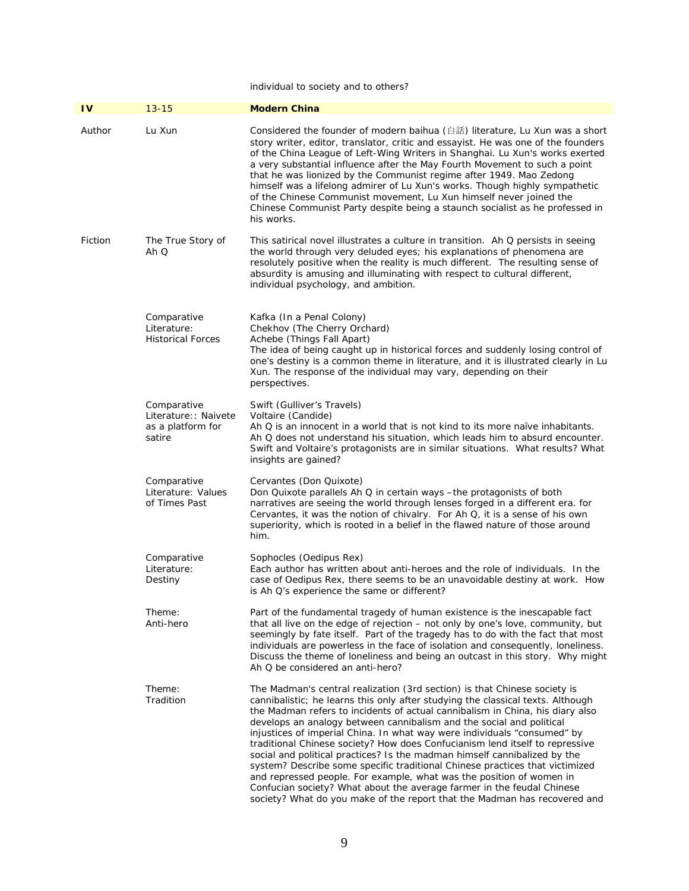| | | individual to society and to others? |
|---|---|---|
| **IV** | 13-15 | **Modern China** |
| Author | Lu Xun | Considered the founder of modern baihua (白話) literature, Lu Xun was a short story writer, editor, translator, critic and essayist. He was one of the founders of the China League of Left-Wing Writers in Shanghai. Lu Xun's works exerted a very substantial influence after the May Fourth Movement to such a point that he was lionized by the Communist regime after 1949. Mao Zedong himself was a lifelong admirer of Lu Xun's works. Though highly sympathetic of the Chinese Communist movement, Lu Xun himself never joined the Chinese Communist Party despite being a staunch socialist as he professed in his works. |
| Fiction | The True Story of Ah Q | This satirical novel illustrates a culture in transition. Ah Q persists in seeing the world through very deluded eyes; his explanations of phenomena are resolutely positive when the reality is much different. The resulting sense of absurdity is amusing and illuminating with respect to cultural different, individual psychology, and ambition. |
| | Comparative Literature: Historical Forces | Kafka (In a Penal Colony)<br>Chekhov (The Cherry Orchard)<br>Achebe (Things Fall Apart)<br>The idea of being caught up in historical forces and suddenly losing control of one's destiny is a common theme in literature, and it is illustrated clearly in Lu Xun. The response of the individual may vary, depending on their perspectives. |
| | Comparative Literature:: Naivete as a platform for satire | Swift (Gulliver's Travels)<br>Voltaire (Candide)<br>Ah Q is an innocent in a world that is not kind to its more naïve inhabitants. Ah Q does not understand his situation, which leads him to absurd encounter. Swift and Voltaire's protagonists are in similar situations. What results? What insights are gained? |
| | Comparative Literature: Values of Times Past | Cervantes (Don Quixote)<br>Don Quixote parallels Ah Q in certain ways –the protagonists of both narratives are seeing the world through lenses forged in a different era. for Cervantes, it was the notion of chivalry. For Ah Q, it is a sense of his own superiority, which is rooted in a belief in the flawed nature of those around him. |
| | Comparative Literature: Destiny | Sophocles (Oedipus Rex)<br>Each author has written about anti-heroes and the role of individuals. In the case of Oedipus Rex, there seems to be an unavoidable destiny at work. How is Ah Q's experience the same or different? |
| | Theme: Anti-hero | Part of the fundamental tragedy of human existence is the inescapable fact that all live on the edge of rejection – not only by one's love, community, but seemingly by fate itself. Part of the tragedy has to do with the fact that most individuals are powerless in the face of isolation and consequently, loneliness. Discuss the theme of loneliness and being an outcast in this story. Why might Ah Q be considered an anti-hero? |
| | Theme: Tradition | The Madman's central realization (3rd section) is that Chinese society is cannibalistic; he learns this only after studying the classical texts. Although the Madman refers to incidents of actual cannibalism in China, his diary also develops an analogy between cannibalism and the social and political injustices of imperial China. In what way were individuals "consumed" by traditional Chinese society? How does Confucianism lend itself to repressive social and political practices? Is the madman himself cannibalized by the system? Describe some specific traditional Chinese practices that victimized and repressed people. For example, what was the position of women in Confucian society? What about the average farmer in the feudal Chinese society? What do you make of the report that the Madman has recovered and |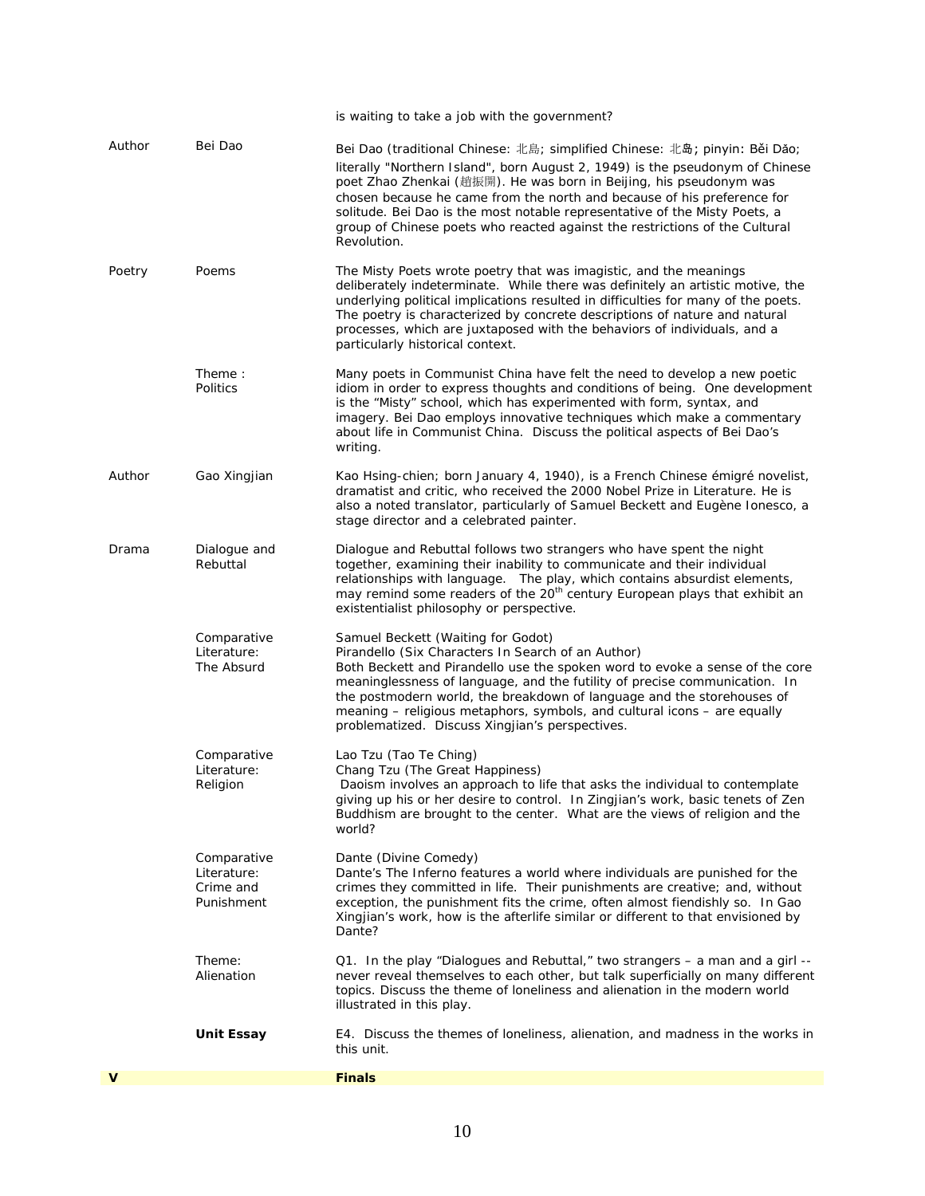| | | is waiting to take a job with the government? |
|---|---|---|
| Author | Bei Dao | Bei Dao (traditional Chinese: 北島; simplified Chinese: 北岛; pinyin: Běi Dǎo; literally "Northern Island", born August 2, 1949) is the pseudonym of Chinese poet Zhao Zhenkai (趙振開). He was born in Beijing, his pseudonym was chosen because he came from the north and because of his preference for solitude. Bei Dao is the most notable representative of the Misty Poets, a group of Chinese poets who reacted against the restrictions of the Cultural Revolution. |
| Poetry | Poems | The Misty Poets wrote poetry that was imagistic, and the meanings deliberately indeterminate. While there was definitely an artistic motive, the underlying political implications resulted in difficulties for many of the poets. The poetry is characterized by concrete descriptions of nature and natural processes, which are juxtaposed with the behaviors of individuals, and a particularly historical context. |
| | Theme : Politics | Many poets in Communist China have felt the need to develop a new poetic idiom in order to express thoughts and conditions of being. One development is the "Misty" school, which has experimented with form, syntax, and imagery. Bei Dao employs innovative techniques which make a commentary about life in Communist China. Discuss the political aspects of Bei Dao's writing. |
| Author | Gao Xingjian | Kao Hsing-chien; born January 4, 1940), is a French Chinese émigré novelist, dramatist and critic, who received the 2000 Nobel Prize in Literature. He is also a noted translator, particularly of Samuel Beckett and Eugène Ionesco, a stage director and a celebrated painter. |
| Drama | Dialogue and Rebuttal | Dialogue and Rebuttal follows two strangers who have spent the night together, examining their inability to communicate and their individual relationships with language. The play, which contains absurdist elements, may remind some readers of the 20th century European plays that exhibit an existentialist philosophy or perspective. |
| | Comparative Literature: The Absurd | Samuel Beckett (Waiting for Godot)<br>Pirandello (Six Characters In Search of an Author)<br>Both Beckett and Pirandello use the spoken word to evoke a sense of the core meaninglessness of language, and the futility of precise communication. In the postmodern world, the breakdown of language and the storehouses of meaning – religious metaphors, symbols, and cultural icons – are equally problematized. Discuss Xingjian's perspectives. |
| | Comparative Literature: Religion | Lao Tzu (Tao Te Ching)<br>Chang Tzu (The Great Happiness)<br>Daoism involves an approach to life that asks the individual to contemplate giving up his or her desire to control. In Zingjian's work, basic tenets of Zen Buddhism are brought to the center. What are the views of religion and the world? |
| | Comparative Literature: Crime and Punishment | Dante (Divine Comedy)<br>Dante's The Inferno features a world where individuals are punished for the crimes they committed in life. Their punishments are creative; and, without exception, the punishment fits the crime, often almost fiendishly so. In Gao Xingjian's work, how is the afterlife similar or different to that envisioned by Dante? |
| | Theme: Alienation | Q1. In the play "Dialogues and Rebuttal," two strangers – a man and a girl -- never reveal themselves to each other, but talk superficially on many different topics. Discuss the theme of loneliness and alienation in the modern world illustrated in this play. |
| | **Unit Essay** | E4. Discuss the themes of loneliness, alienation, and madness in the works in this unit. |
| **V** | | **Finals** |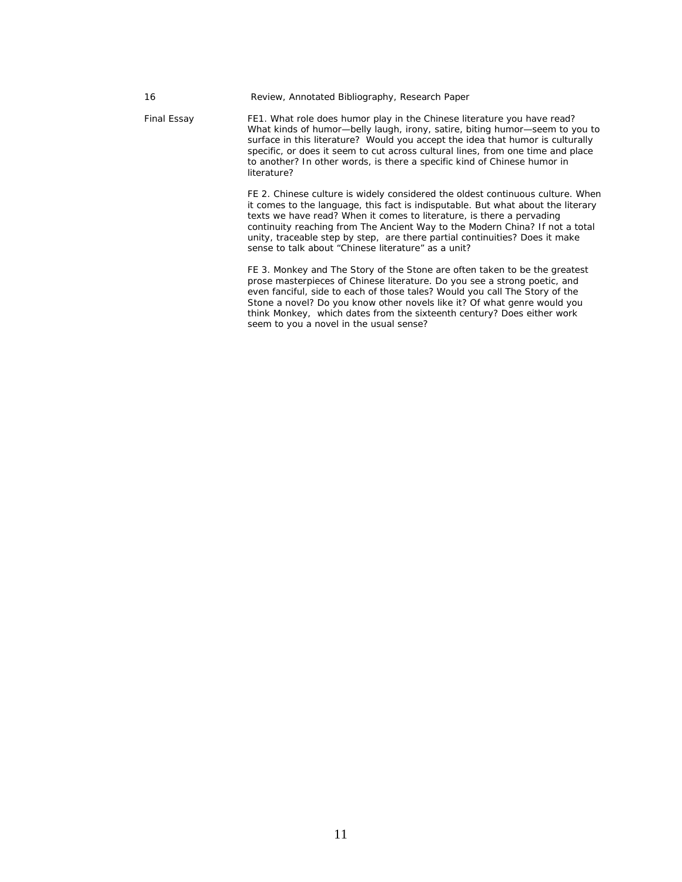| | |
|---|---|
| 16 | Review, Annotated Bibliography, Research Paper |
| Final Essay | FE1. What role does humor play in the Chinese literature you have read? What kinds of humor—belly laugh, irony, satire, biting humor—seem to you to surface in this literature? Would you accept the idea that humor is culturally specific, or does it seem to cut across cultural lines, from one time and place to another? In other words, is there a specific kind of Chinese humor in literature? |
| | FE 2. Chinese culture is widely considered the oldest continuous culture. When it comes to the language, this fact is indisputable. But what about the literary texts we have read? When it comes to literature, is there a pervading continuity reaching from The Ancient Way to the Modern China? If not a total unity, traceable step by step, are there partial continuities? Does it make sense to talk about "Chinese literature" as a unit? |
| | FE 3. Monkey and The Story of the Stone are often taken to be the greatest prose masterpieces of Chinese literature. Do you see a strong poetic, and even fanciful, side to each of those tales? Would you call The Story of the Stone a novel? Do you know other novels like it? Of what genre would you think Monkey, which dates from the sixteenth century? Does either work seem to you a novel in the usual sense? |